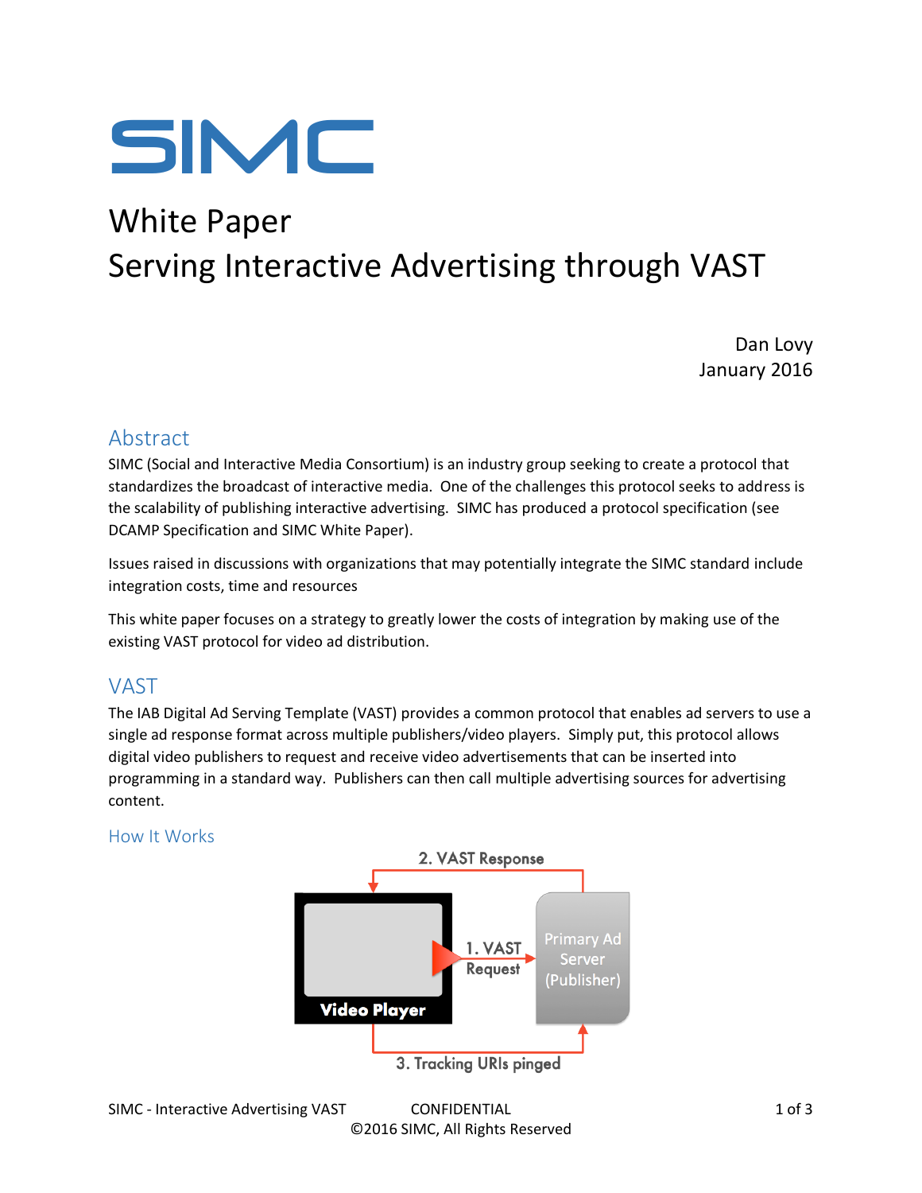# SIMC

# White Paper
# Serving Interactive Advertising through VAST

Dan Lovy
January 2016

## Abstract

SIMC (Social and Interactive Media Consortium) is an industry group seeking to create a protocol that standardizes the broadcast of interactive media. One of the challenges this protocol seeks to address is the scalability of publishing interactive advertising. SIMC has produced a protocol specification (see DCAMP Specification and SIMC White Paper).

Issues raised in discussions with organizations that may potentially integrate the SIMC standard include integration costs, time and resources

This white paper focuses on a strategy to greatly lower the costs of integration by making use of the existing VAST protocol for video ad distribution.

## VAST

The IAB Digital Ad Serving Template (VAST) provides a common protocol that enables ad servers to use a single ad response format across multiple publishers/video players. Simply put, this protocol allows digital video publishers to request and receive video advertisements that can be inserted into programming in a standard way. Publishers can then call multiple advertising sources for advertising content.

### How It Works

2. VAST Response

Video Player

1. VAST Request

Primary Ad Server (Publisher)

3. Tracking URIs pinged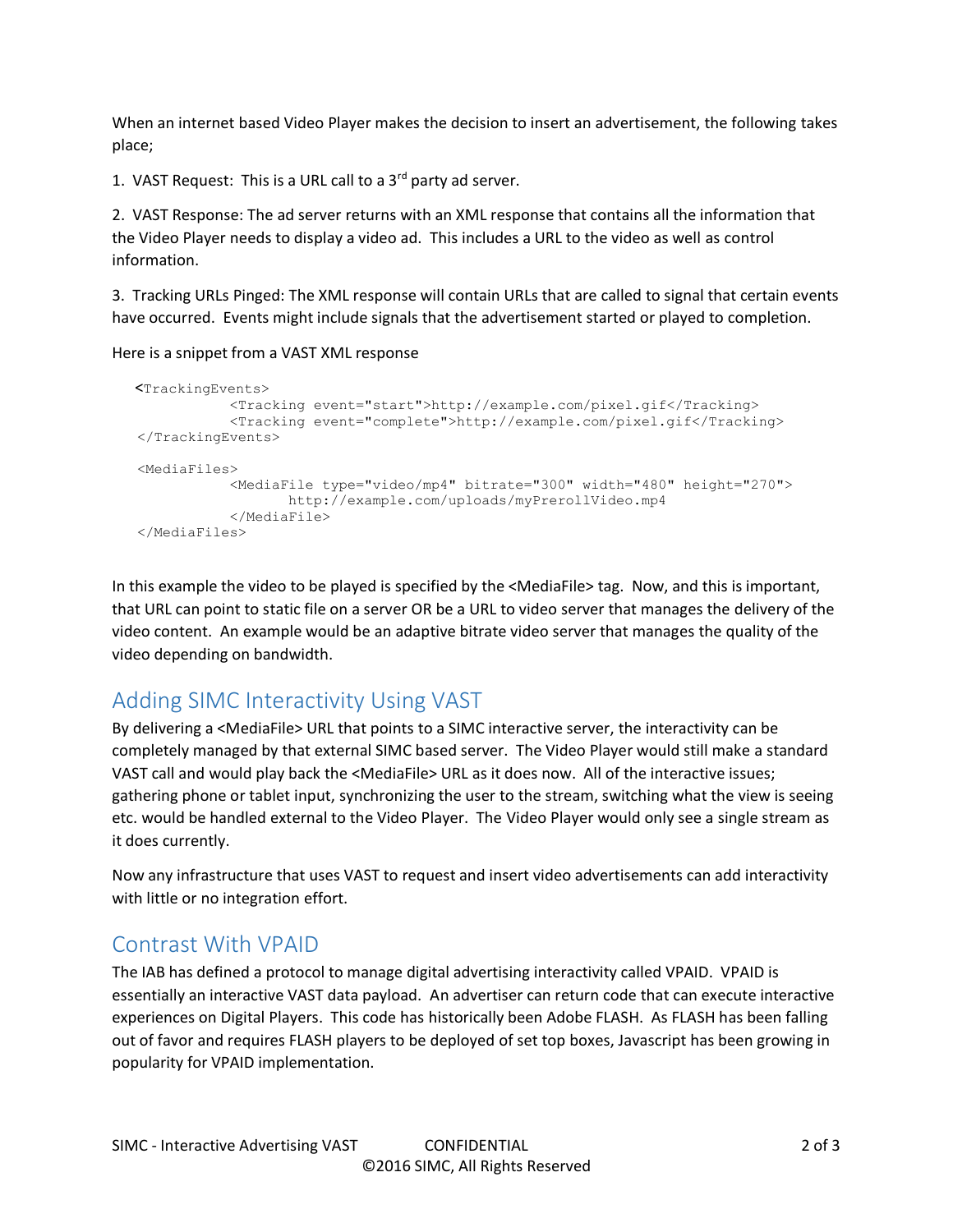When an internet based Video Player makes the decision to insert an advertisement, the following takes place;

1. VAST Request: This is a URL call to a 3rd party ad server.

2. VAST Response: The ad server returns with an XML response that contains all the information that the Video Player needs to display a video ad. This includes a URL to the video as well as control information.

3. Tracking URLs Pinged: The XML response will contain URLs that are called to signal that certain events have occurred. Events might include signals that the advertisement started or played to completion.

Here is a snippet from a VAST XML response

```
<TrackingEvents>
        <Tracking event="start">http://example.com/pixel.gif</Tracking>
        <Tracking event="complete">http://example.com/pixel.gif</Tracking>
</TrackingEvents>

<MediaFiles>
        <MediaFile type="video/mp4" bitrate="300" width="480" height="270">
              http://example.com/uploads/myPrerollVideo.mp4
        </MediaFile>
</MediaFiles>
```

In this example the video to be played is specified by the <MediaFile> tag. Now, and this is important, that URL can point to static file on a server OR be a URL to video server that manages the delivery of the video content. An example would be an adaptive bitrate video server that manages the quality of the video depending on bandwidth.

## Adding SIMC Interactivity Using VAST

By delivering a <MediaFile> URL that points to a SIMC interactive server, the interactivity can be completely managed by that external SIMC based server. The Video Player would still make a standard VAST call and would play back the <MediaFile> URL as it does now. All of the interactive issues; gathering phone or tablet input, synchronizing the user to the stream, switching what the view is seeing etc. would be handled external to the Video Player. The Video Player would only see a single stream as it does currently.

Now any infrastructure that uses VAST to request and insert video advertisements can add interactivity with little or no integration effort.

## Contrast With VPAID

The IAB has defined a protocol to manage digital advertising interactivity called VPAID. VPAID is essentially an interactive VAST data payload. An advertiser can return code that can execute interactive experiences on Digital Players. This code has historically been Adobe FLASH. As FLASH has been falling out of favor and requires FLASH players to be deployed of set top boxes, Javascript has been growing in popularity for VPAID implementation.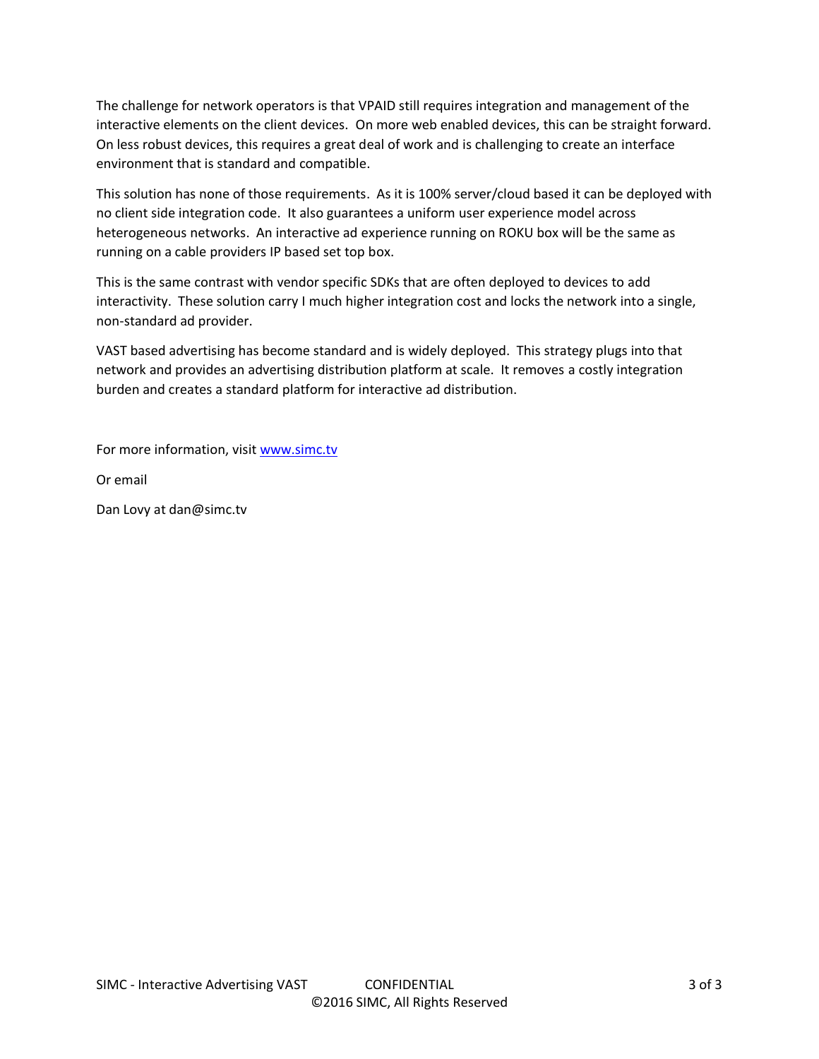The challenge for network operators is that VPAID still requires integration and management of the interactive elements on the client devices. On more web enabled devices, this can be straight forward. On less robust devices, this requires a great deal of work and is challenging to create an interface environment that is standard and compatible.

This solution has none of those requirements. As it is 100% server/cloud based it can be deployed with no client side integration code. It also guarantees a uniform user experience model across heterogeneous networks. An interactive ad experience running on ROKU box will be the same as running on a cable providers IP based set top box.

This is the same contrast with vendor specific SDKs that are often deployed to devices to add interactivity. These solution carry I much higher integration cost and locks the network into a single, non-standard ad provider.

VAST based advertising has become standard and is widely deployed. This strategy plugs into that network and provides an advertising distribution platform at scale. It removes a costly integration burden and creates a standard platform for interactive ad distribution.

For more information, visit [www.simc.tv](http://www.simc.tv)

Or email

Dan Lovy at dan@simc.tv